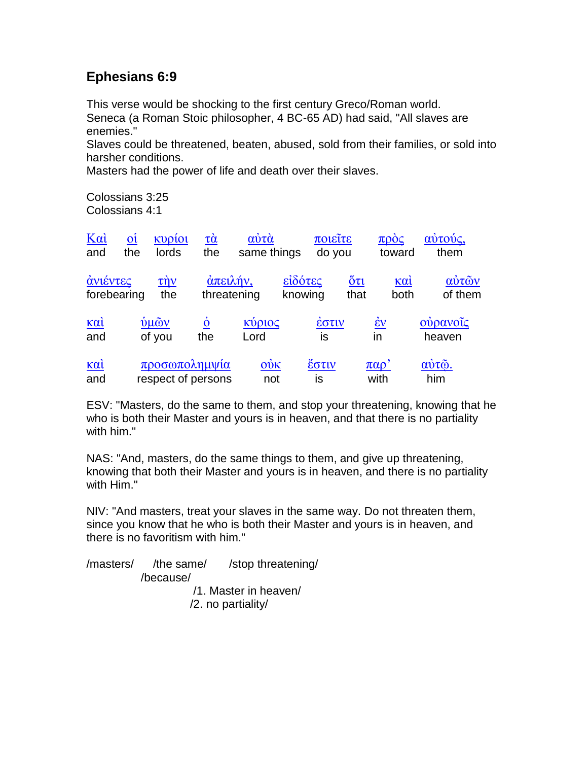## Ephesians 6:9

This verse would be shocking to the first century Greco/Roman world.
Seneca (a Roman Stoic philosopher, 4 BC-65 AD) had said, "All slaves are enemies."
Slaves could be threatened, beaten, abused, sold from their families, or sold into harsher conditions.
Masters had the power of life and death over their slaves.

Colossians 3:25
Colossians 4:1

| Καὶ | οἱ | κυρίοι | τὰ | αὐτὰ | ποιεῖτε | πρὸς | αὐτούς, |
|---|---|---|---|---|---|---|---|
| and | the | lords | the | same things | do you | toward | them |

| ἀνιέντες | τὴν | ἀπειλήν, | εἰδότες | ὅτι | καὶ | αὐτῶν |
|---|---|---|---|---|---|---|
| forebearing | the | threatening | knowing | that | both | of them |

| καὶ | ὑμῶν | ὁ | κύριος | ἐστιν | ἐν | οὐρανοῖς |
|---|---|---|---|---|---|---|
| and | of you | the | Lord | is | in | heaven |

| καὶ | προσωποληµψία | οὐκ | ἔστιν | παρ’ | αὐτῷ. |
|---|---|---|---|---|---|
| and | respect of persons | not | is | with | him |

ESV: "Masters, do the same to them, and stop your threatening, knowing that he who is both their Master and yours is in heaven, and that there is no partiality with him."

NAS: "And, masters, do the same things to them, and give up threatening, knowing that both their Master and yours is in heaven, and there is no partiality with Him."

NIV: "And masters, treat your slaves in the same way. Do not threaten them, since you know that he who is both their Master and yours is in heaven, and there is no favoritism with him."

/masters/ /the same/ /stop threatening/
/because/
/1. Master in heaven/
/2. no partiality/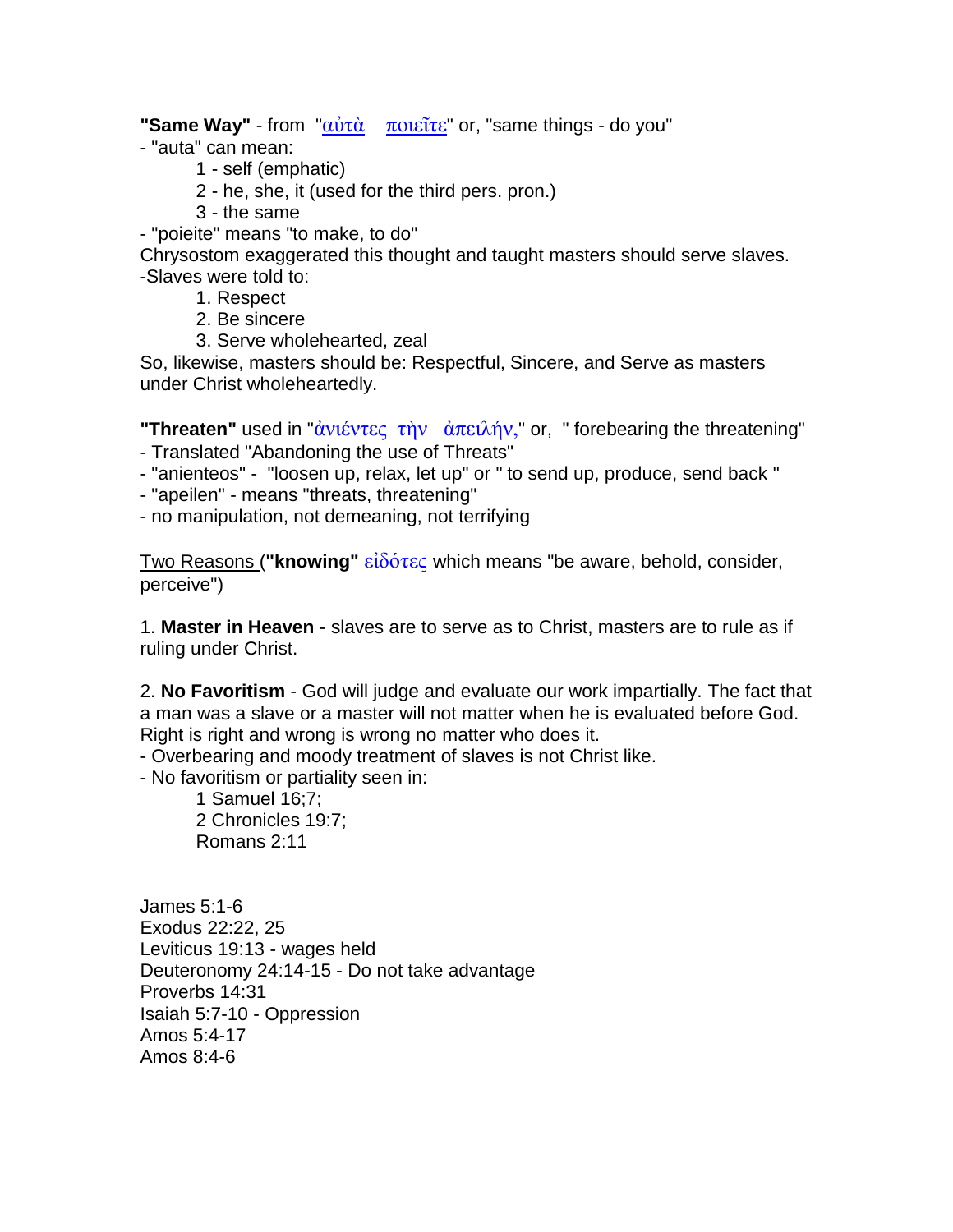**"Same Way"** - from "αὐτὰ ποιεῖτε" or, "same things - do you"

- "auta" can mean:
  1 - self (emphatic)
  2 - he, she, it (used for the third pers. pron.)
  3 - the same
- "poieite" means "to make, to do"

Chrysostom exaggerated this thought and taught masters should serve slaves.

-Slaves were told to:
  1. Respect
  2. Be sincere
  3. Serve wholehearted, zeal

So, likewise, masters should be: Respectful, Sincere, and Serve as masters under Christ wholeheartedly.

**"Threaten"** used in "ἀνιέντες τὴν ἀπειλήν," or, " forebearing the threatening"

- Translated "Abandoning the use of Threats"
- "anienteos" - "loosen up, relax, let up" or " to send up, produce, send back "
- "apeilen" - means "threats, threatening"
- no manipulation, not demeaning, not terrifying

Two Reasons (**"knowing"** εἰδότες which means "be aware, behold, consider, perceive")

1. **Master in Heaven** - slaves are to serve as to Christ, masters are to rule as if ruling under Christ.

2. **No Favoritism** - God will judge and evaluate our work impartially. The fact that a man was a slave or a master will not matter when he is evaluated before God. Right is right and wrong is wrong no matter who does it.

- Overbearing and moody treatment of slaves is not Christ like.
- No favoritism or partiality seen in:
  1 Samuel 16;7;
  2 Chronicles 19:7;
  Romans 2:11

James 5:1-6
Exodus 22:22, 25
Leviticus 19:13 - wages held
Deuteronomy 24:14-15 - Do not take advantage
Proverbs 14:31
Isaiah 5:7-10 - Oppression
Amos 5:4-17
Amos 8:4-6